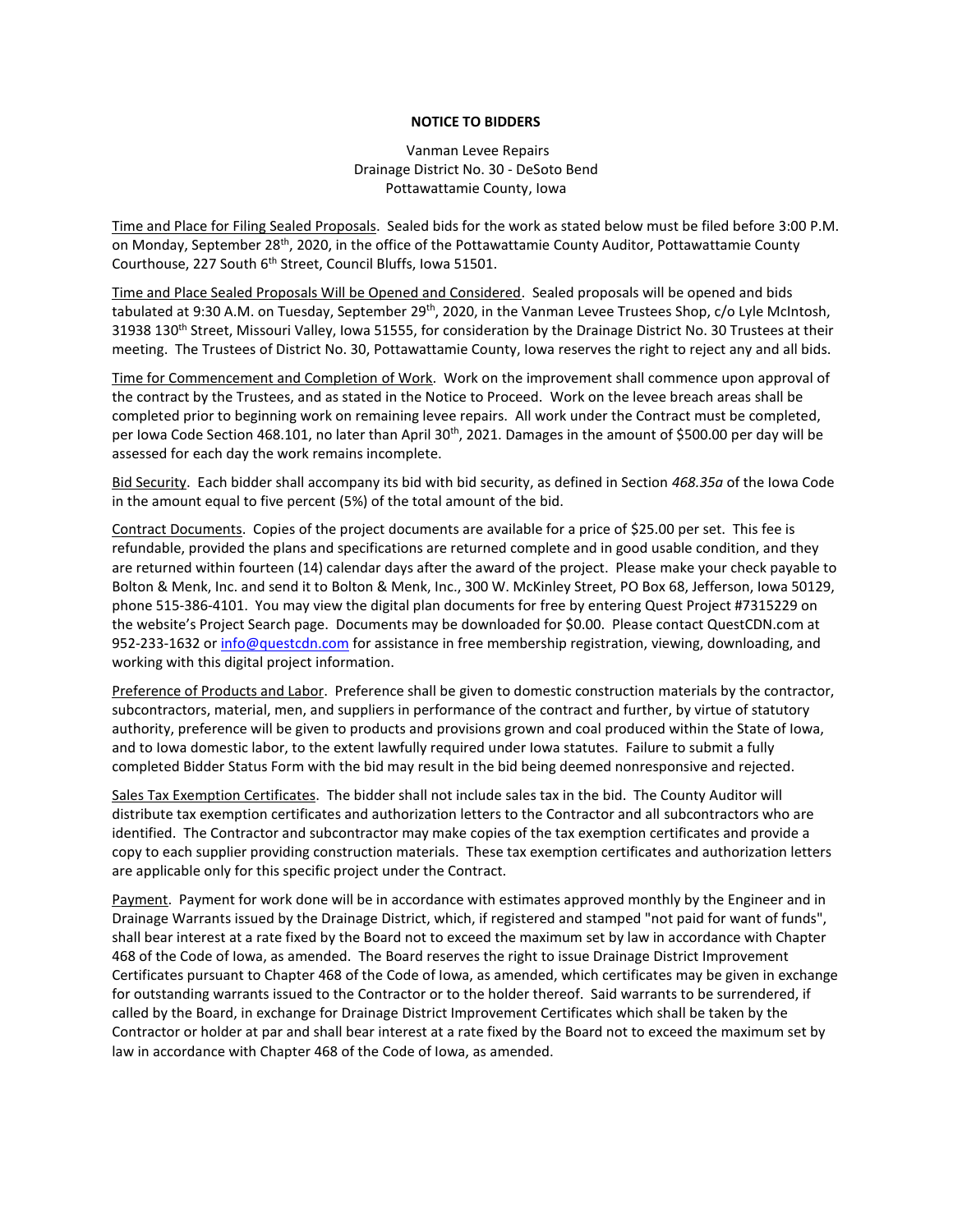# NOTICE TO BIDDERS

Vanman Levee Repairs
Drainage District No. 30 - DeSoto Bend
Pottawattamie County, Iowa

Time and Place for Filing Sealed Proposals. Sealed bids for the work as stated below must be filed before 3:00 P.M. on Monday, September 28th, 2020, in the office of the Pottawattamie County Auditor, Pottawattamie County Courthouse, 227 South 6th Street, Council Bluffs, Iowa 51501.

Time and Place Sealed Proposals Will be Opened and Considered. Sealed proposals will be opened and bids tabulated at 9:30 A.M. on Tuesday, September 29th, 2020, in the Vanman Levee Trustees Shop, c/o Lyle McIntosh, 31938 130th Street, Missouri Valley, Iowa 51555, for consideration by the Drainage District No. 30 Trustees at their meeting. The Trustees of District No. 30, Pottawattamie County, Iowa reserves the right to reject any and all bids.

Time for Commencement and Completion of Work. Work on the improvement shall commence upon approval of the contract by the Trustees, and as stated in the Notice to Proceed. Work on the levee breach areas shall be completed prior to beginning work on remaining levee repairs. All work under the Contract must be completed, per Iowa Code Section 468.101, no later than April 30th, 2021. Damages in the amount of $500.00 per day will be assessed for each day the work remains incomplete.

Bid Security. Each bidder shall accompany its bid with bid security, as defined in Section *468.35a* of the Iowa Code in the amount equal to five percent (5%) of the total amount of the bid.

Contract Documents. Copies of the project documents are available for a price of $25.00 per set. This fee is refundable, provided the plans and specifications are returned complete and in good usable condition, and they are returned within fourteen (14) calendar days after the award of the project. Please make your check payable to Bolton & Menk, Inc. and send it to Bolton & Menk, Inc., 300 W. McKinley Street, PO Box 68, Jefferson, Iowa 50129, phone 515-386-4101. You may view the digital plan documents for free by entering Quest Project #7315229 on the website's Project Search page. Documents may be downloaded for $0.00. Please contact QuestCDN.com at 952-233-1632 or info@questcdn.com for assistance in free membership registration, viewing, downloading, and working with this digital project information.

Preference of Products and Labor. Preference shall be given to domestic construction materials by the contractor, subcontractors, material, men, and suppliers in performance of the contract and further, by virtue of statutory authority, preference will be given to products and provisions grown and coal produced within the State of Iowa, and to Iowa domestic labor, to the extent lawfully required under Iowa statutes. Failure to submit a fully completed Bidder Status Form with the bid may result in the bid being deemed nonresponsive and rejected.

Sales Tax Exemption Certificates. The bidder shall not include sales tax in the bid. The County Auditor will distribute tax exemption certificates and authorization letters to the Contractor and all subcontractors who are identified. The Contractor and subcontractor may make copies of the tax exemption certificates and provide a copy to each supplier providing construction materials. These tax exemption certificates and authorization letters are applicable only for this specific project under the Contract.

Payment. Payment for work done will be in accordance with estimates approved monthly by the Engineer and in Drainage Warrants issued by the Drainage District, which, if registered and stamped "not paid for want of funds", shall bear interest at a rate fixed by the Board not to exceed the maximum set by law in accordance with Chapter 468 of the Code of Iowa, as amended. The Board reserves the right to issue Drainage District Improvement Certificates pursuant to Chapter 468 of the Code of Iowa, as amended, which certificates may be given in exchange for outstanding warrants issued to the Contractor or to the holder thereof. Said warrants to be surrendered, if called by the Board, in exchange for Drainage District Improvement Certificates which shall be taken by the Contractor or holder at par and shall bear interest at a rate fixed by the Board not to exceed the maximum set by law in accordance with Chapter 468 of the Code of Iowa, as amended.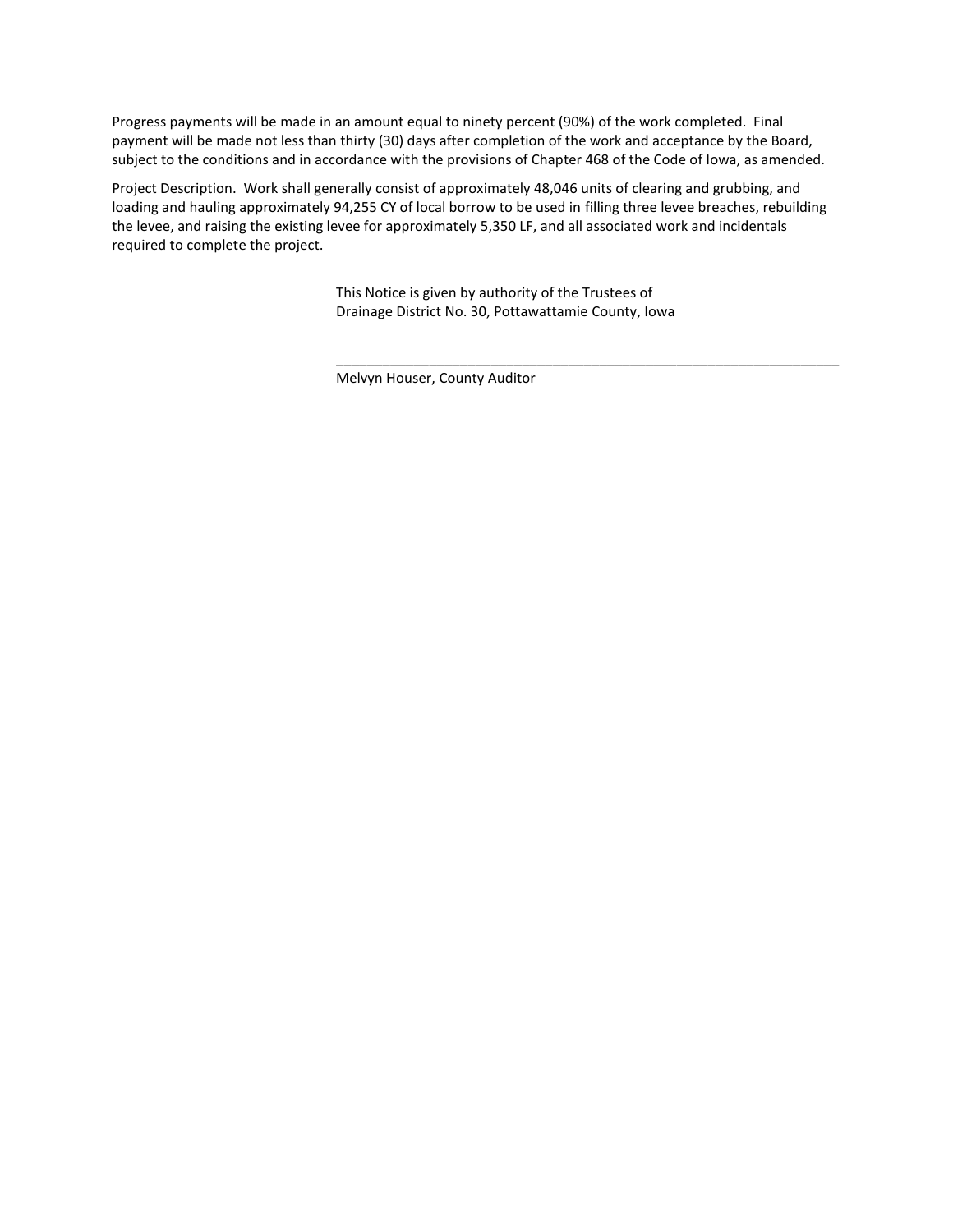Progress payments will be made in an amount equal to ninety percent (90%) of the work completed. Final payment will be made not less than thirty (30) days after completion of the work and acceptance by the Board, subject to the conditions and in accordance with the provisions of Chapter 468 of the Code of Iowa, as amended.

<u>Project Description</u>. Work shall generally consist of approximately 48,046 units of clearing and grubbing, and loading and hauling approximately 94,255 CY of local borrow to be used in filling three levee breaches, rebuilding the levee, and raising the existing levee for approximately 5,350 LF, and all associated work and incidentals required to complete the project.

This Notice is given by authority of the Trustees of
Drainage District No. 30, Pottawattamie County, Iowa

\_\_\_\_\_\_\_\_\_\_\_\_\_\_\_\_\_\_\_\_\_\_\_\_\_\_\_\_\_\_\_\_\_\_\_\_\_\_\_\_\_\_\_\_\_\_\_\_\_\_\_\_\_\_\_\_\_\_\_\_

Melvyn Houser, County Auditor